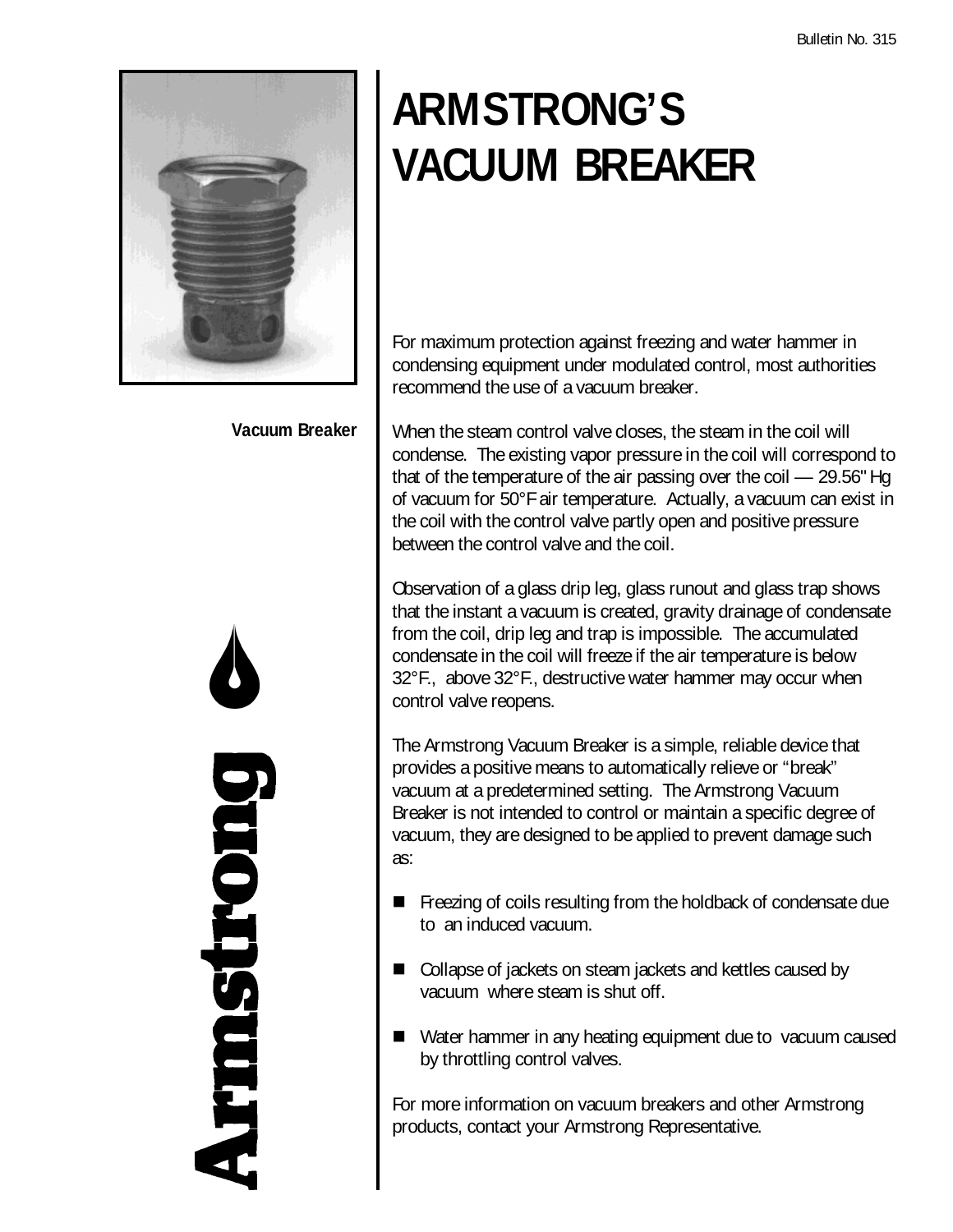# ARMSTRONG'S VACUUM BREAKER

Vacuum Breaker

For maximum protection against freezing and water hammer in condensing equipment under modulated control, most authorities recommend the use of a vacuum breaker.

When the steam control valve closes, the steam in the coil will condense. The existing vapor pressure in the coil will correspond to that of the temperature of the air passing over the coil — 29.56" Hg of vacuum for 50°F air temperature. Actually, a vacuum can exist in the coil with the control valve partly open and positive pressure between the control valve and the coil.

Observation of a glass drip leg, glass runout and glass trap shows that the instant a vacuum is created, gravity drainage of condensate from the coil, drip leg and trap is impossible. The accumulated condensate in the coil will freeze if the air temperature is below 32°F., above 32°F., destructive water hammer may occur when control valve reopens.

The Armstrong Vacuum Breaker is a simple, reliable device that provides a positive means to automatically relieve or "break" vacuum at a predetermined setting. The Armstrong Vacuum Breaker is not intended to control or maintain a specific degree of vacuum, they are designed to be applied to prevent damage such as:

- Freezing of coils resulting from the holdback of condensate due to an induced vacuum.
- Collapse of jackets on steam jackets and kettles caused by vacuum where steam is shut off.
- Water hammer in any heating equipment due to vacuum caused by throttling control valves.

For more information on vacuum breakers and other Armstrong products, contact your Armstrong Representative.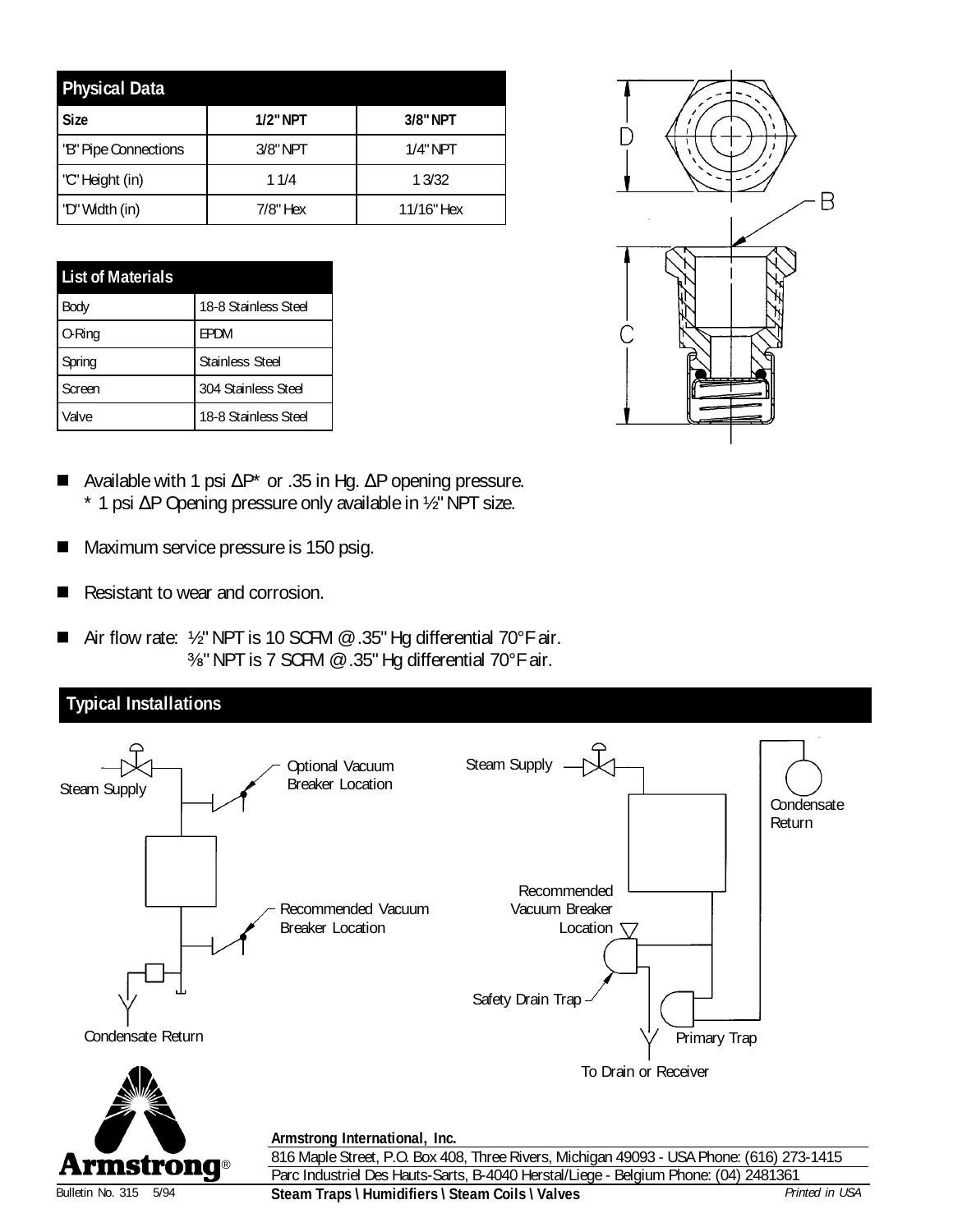## Physical Data

| Size | 1/2" NPT | 3/8" NPT |
| --- | --- | --- |
| "B" Pipe Connections | 3/8" NPT | 1/4" NPT |
| "C" Height (in) | 1 1/4 | 1 3/32 |
| "D" Width (in) | 7/8" Hex | 11/16" Hex |

## List of Materials

| | |
| --- | --- |
| Body | 18-8 Stainless Steel |
| O-Ring | EPDM |
| Spring | Stainless Steel |
| Screen | 304 Stainless Steel |
| Valve | 18-8 Stainless Steel |

D

B

C

- Available with 1 psi ΔP* or .35 in Hg. ΔP opening pressure.
  \* 1 psi ΔP Opening pressure only available in ½" NPT size.
- Maximum service pressure is 150 psig.
- Resistant to wear and corrosion.
- Air flow rate: ½" NPT is 10 SCFM @ .35" Hg differential 70°F air.
  ⅜" NPT is 7 SCFM @ .35" Hg differential 70°F air.

## Typical Installations

Steam Supply

Optional Vacuum Breaker Location

Recommended Vacuum Breaker Location

Condensate Return

Steam Supply

Condensate Return

Recommended Vacuum Breaker Location

Safety Drain Trap

Primary Trap

To Drain or Receiver

**Armstrong**®

**Armstrong International, Inc.**

816 Maple Street, P.O. Box 408, Three Rivers, Michigan 49093 - USA Phone: (616) 273-1415

Parc Industriel Des Hauts-Sarts, B-4040 Herstal/Liege - Belgium Phone: (04) 2481361

**Steam Traps \ Humidifiers \ Steam Coils \ Valves**

Bulletin No. 315 5/94

*Printed in USA*